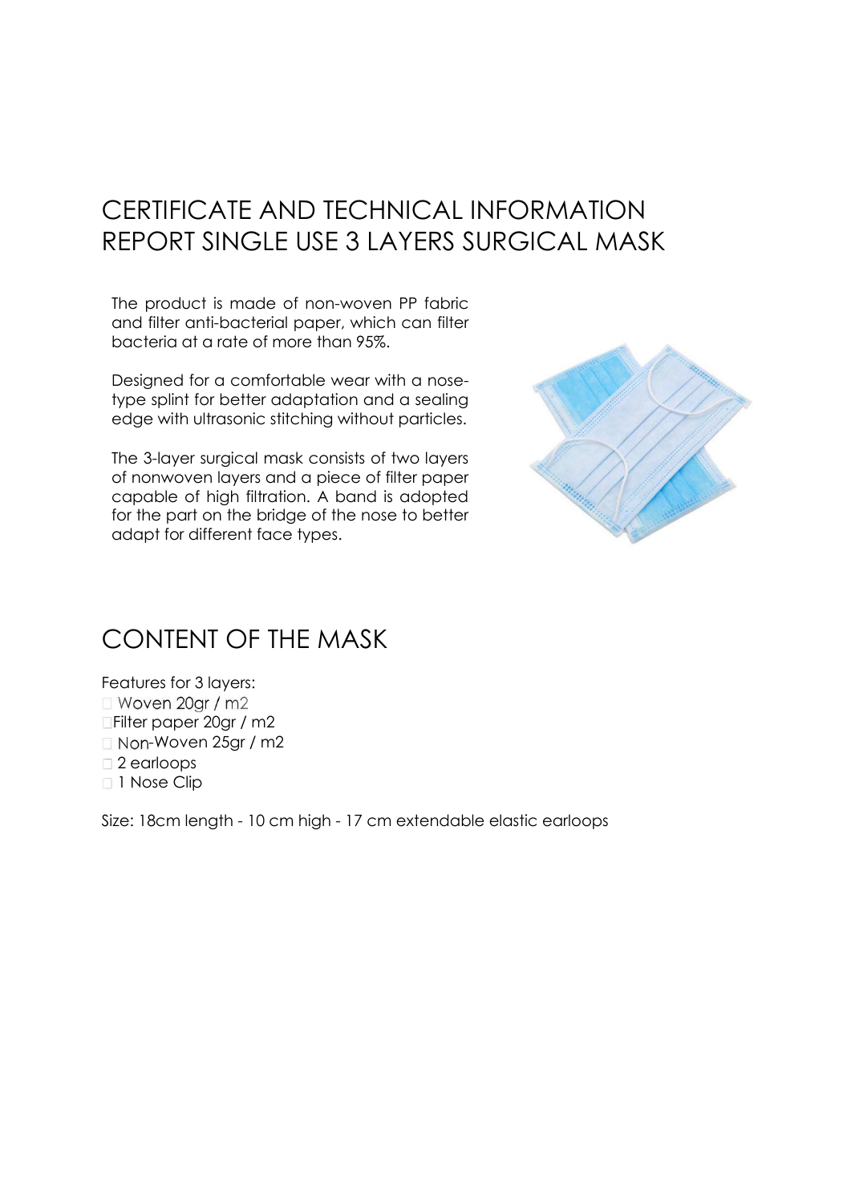# CERTIFICATE AND TECHNICAL INFORMATION REPORT SINGLE USE 3 LAYERS SURGICAL MASK

The product is made of non-woven PP fabric and filter anti-bacterial paper, which can filter bacteria at a rate of more than 95%.

Designed for a comfortable wear with a nose-type splint for better adaptation and a sealing edge with ultrasonic stitching without particles.

The 3-layer surgical mask consists of two layers of nonwoven layers and a piece of filter paper capable of high filtration. A band is adopted for the part on the bridge of the nose to better adapt for different face types.

# CONTENT OF THE MASK

Features for 3 layers:

- Woven 20gr / m2
- Filter paper 20gr / m2
- Non-Woven 25gr / m2
- 2 earloops
- 1 Nose Clip

Size: 18cm length - 10 cm high - 17 cm extendable elastic earloops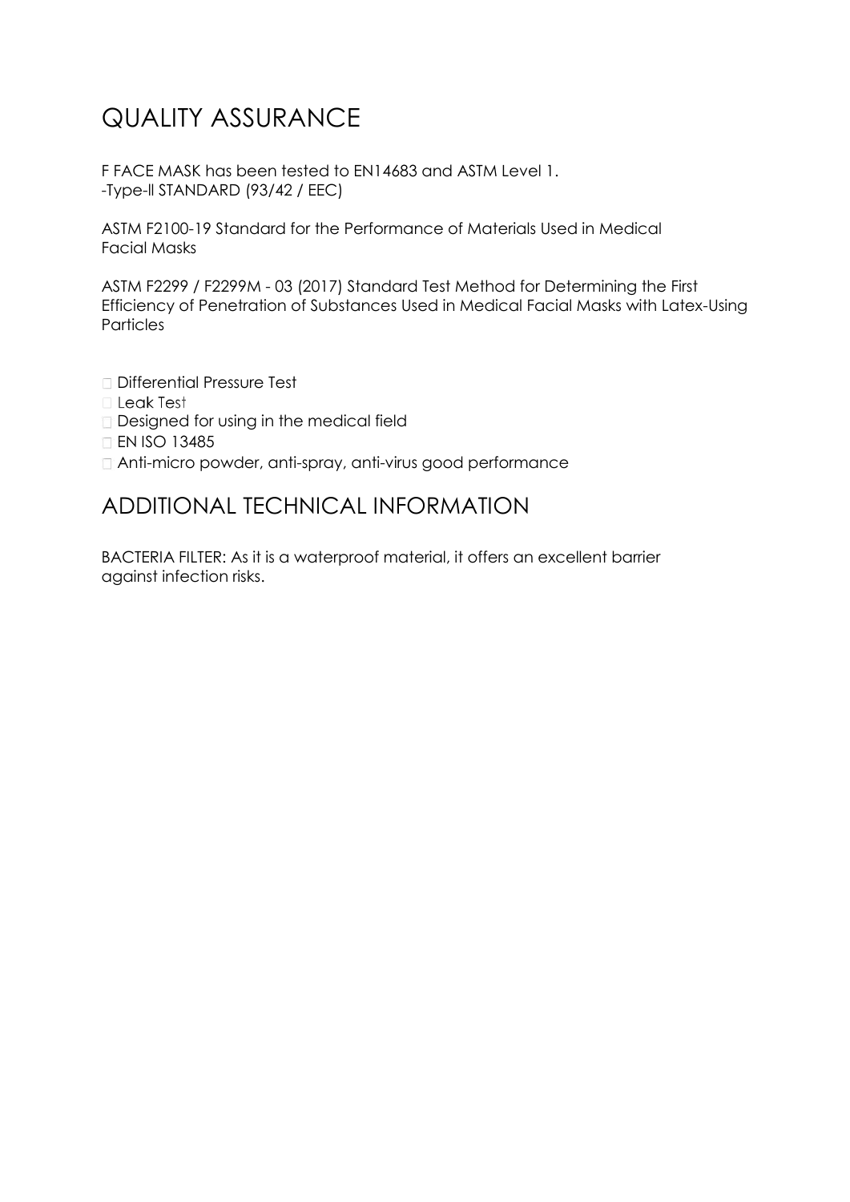# QUALITY ASSURANCE

F FACE MASK has been tested to EN14683 and ASTM Level 1.
-Type-ll STANDARD (93/42 / EEC)

ASTM F2100-19 Standard for the Performance of Materials Used in Medical Facial Masks

ASTM F2299 / F2299M - 03 (2017) Standard Test Method for Determining the First Efficiency of Penetration of Substances Used in Medical Facial Masks with Latex-Using Particles

- Differential Pressure Test
- Leak Test
- Designed for using in the medical field
- EN ISO 13485
- Anti-micro powder, anti-spray, anti-virus good performance

# ADDITIONAL TECHNICAL INFORMATION

BACTERIA FILTER: As it is a waterproof material, it offers an excellent barrier against infection risks.